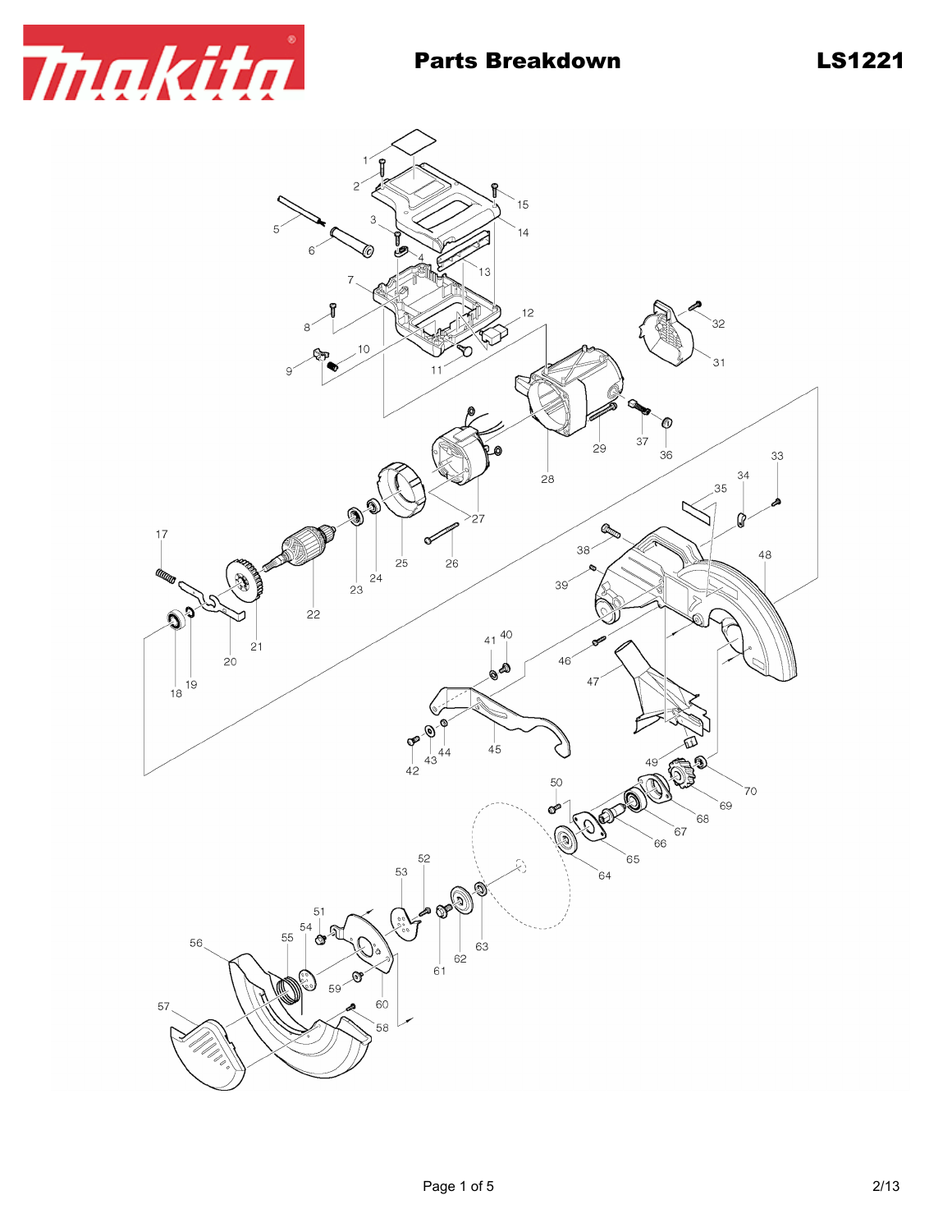# Parts Breakdown

LS1221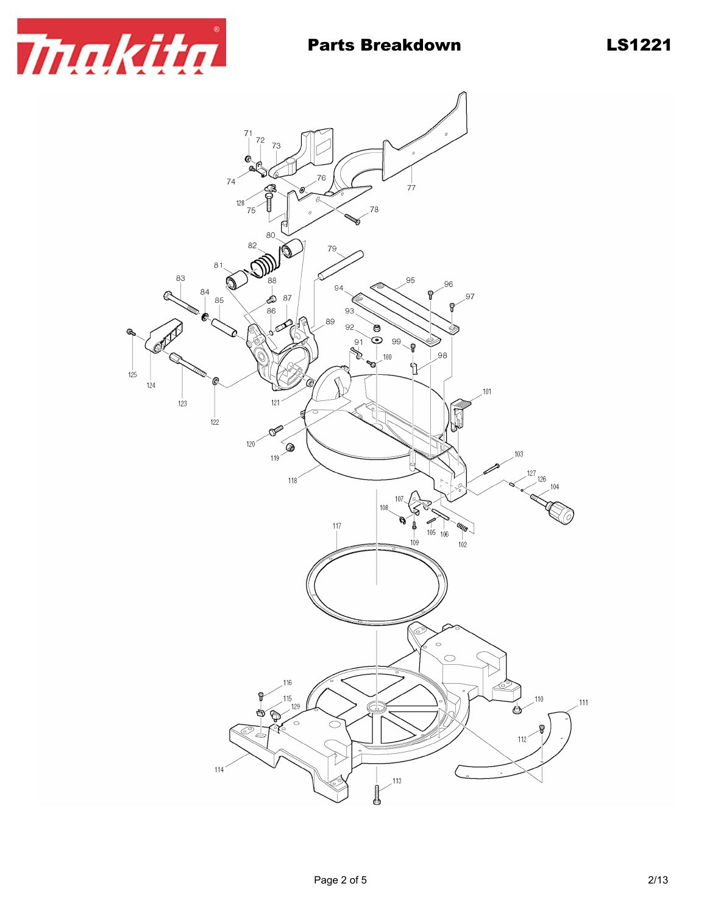# Parts Breakdown

**LS1221**

71
72
73
74
76
77
128
75
78
80
79
82
81
83
88
95
94
96
87
84
85
97
86
93
89
92
91
99
125
100
98
124
121
101
123
122
120
119
103
118
127
126
104
107
108
117
105
106
109
102
116
115
110
129
111
112
114
113

2/13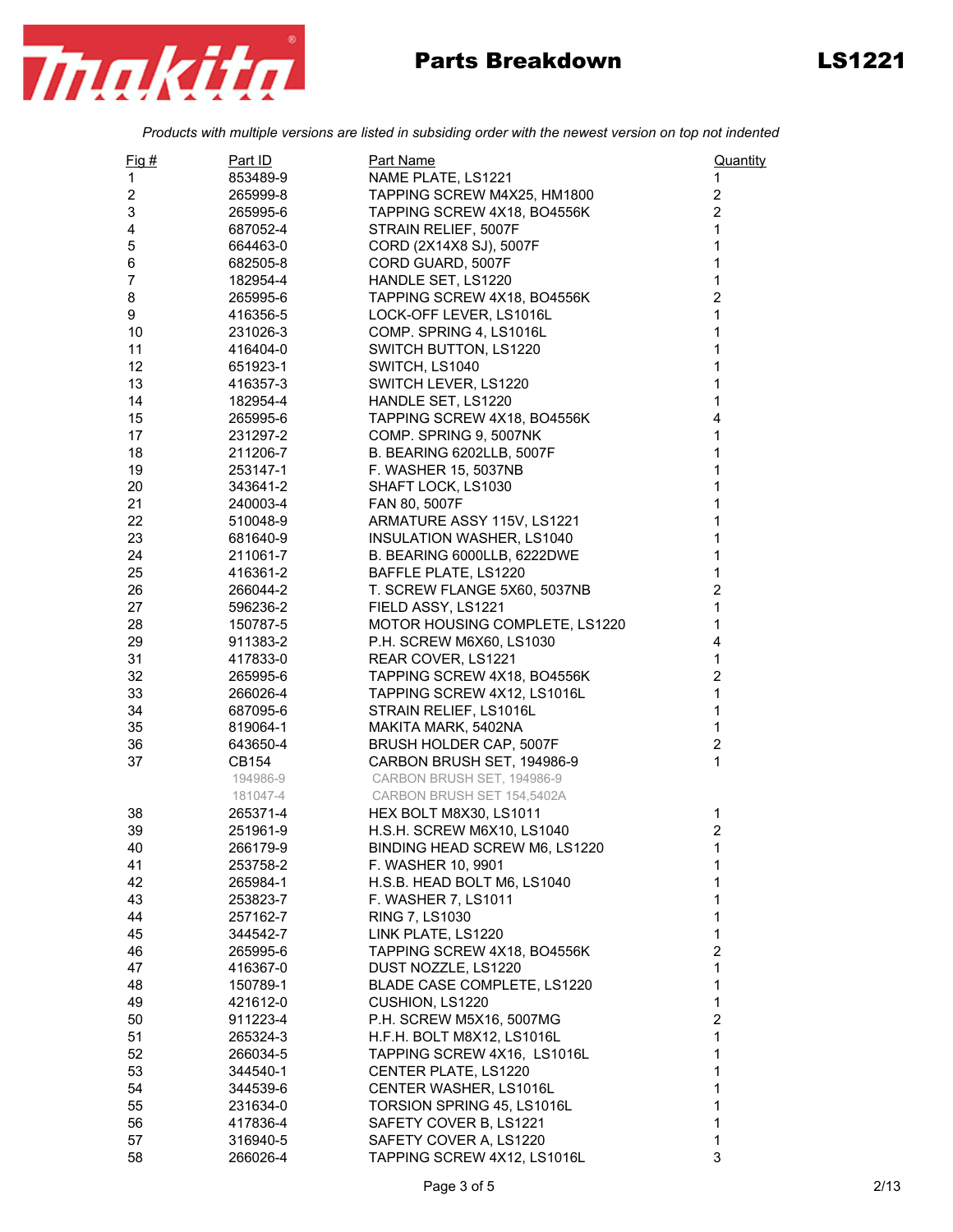# Parts Breakdown

**LS1221**

*Products with multiple versions are listed in subsiding order with the newest version on top not indented*

| Fig # | Part ID | Part Name | Quantity |
|---|---|---|---|
| 1 | 853489-9 | NAME PLATE, LS1221 | 1 |
| 2 | 265999-8 | TAPPING SCREW M4X25, HM1800 | 2 |
| 3 | 265995-6 | TAPPING SCREW 4X18, BO4556K | 2 |
| 4 | 687052-4 | STRAIN RELIEF, 5007F | 1 |
| 5 | 664463-0 | CORD (2X14X8 SJ), 5007F | 1 |
| 6 | 682505-8 | CORD GUARD, 5007F | 1 |
| 7 | 182954-4 | HANDLE SET, LS1220 | 1 |
| 8 | 265995-6 | TAPPING SCREW 4X18, BO4556K | 2 |
| 9 | 416356-5 | LOCK-OFF LEVER, LS1016L | 1 |
| 10 | 231026-3 | COMP. SPRING 4, LS1016L | 1 |
| 11 | 416404-0 | SWITCH BUTTON, LS1220 | 1 |
| 12 | 651923-1 | SWITCH, LS1040 | 1 |
| 13 | 416357-3 | SWITCH LEVER, LS1220 | 1 |
| 14 | 182954-4 | HANDLE SET, LS1220 | 1 |
| 15 | 265995-6 | TAPPING SCREW 4X18, BO4556K | 4 |
| 17 | 231297-2 | COMP. SPRING 9, 5007NK | 1 |
| 18 | 211206-7 | B. BEARING 6202LLB, 5007F | 1 |
| 19 | 253147-1 | F. WASHER 15, 5037NB | 1 |
| 20 | 343641-2 | SHAFT LOCK, LS1030 | 1 |
| 21 | 240003-4 | FAN 80, 5007F | 1 |
| 22 | 510048-9 | ARMATURE ASSY 115V, LS1221 | 1 |
| 23 | 681640-9 | INSULATION WASHER, LS1040 | 1 |
| 24 | 211061-7 | B. BEARING 6000LLB, 6222DWE | 1 |
| 25 | 416361-2 | BAFFLE PLATE, LS1220 | 1 |
| 26 | 266044-2 | T. SCREW FLANGE 5X60, 5037NB | 2 |
| 27 | 596236-2 | FIELD ASSY, LS1221 | 1 |
| 28 | 150787-5 | MOTOR HOUSING COMPLETE, LS1220 | 1 |
| 29 | 911383-2 | P.H. SCREW M6X60, LS1030 | 4 |
| 31 | 417833-0 | REAR COVER, LS1221 | 1 |
| 32 | 265995-6 | TAPPING SCREW 4X18, BO4556K | 2 |
| 33 | 266026-4 | TAPPING SCREW 4X12, LS1016L | 1 |
| 34 | 687095-6 | STRAIN RELIEF, LS1016L | 1 |
| 35 | 819064-1 | MAKITA MARK, 5402NA | 1 |
| 36 | 643650-4 | BRUSH HOLDER CAP, 5007F | 2 |
| 37 | CB154 | CARBON BRUSH SET, 194986-9 | 1 |
| | 194986-9 | CARBON BRUSH SET, 194986-9 | |
| | 181047-4 | CARBON BRUSH SET 154,5402A | |
| 38 | 265371-4 | HEX BOLT M8X30, LS1011 | 1 |
| 39 | 251961-9 | H.S.H. SCREW M6X10, LS1040 | 2 |
| 40 | 266179-9 | BINDING HEAD SCREW M6, LS1220 | 1 |
| 41 | 253758-2 | F. WASHER 10, 9901 | 1 |
| 42 | 265984-1 | H.S.B. HEAD BOLT M6, LS1040 | 1 |
| 43 | 253823-7 | F. WASHER 7, LS1011 | 1 |
| 44 | 257162-7 | RING 7, LS1030 | 1 |
| 45 | 344542-7 | LINK PLATE, LS1220 | 1 |
| 46 | 265995-6 | TAPPING SCREW 4X18, BO4556K | 2 |
| 47 | 416367-0 | DUST NOZZLE, LS1220 | 1 |
| 48 | 150789-1 | BLADE CASE COMPLETE, LS1220 | 1 |
| 49 | 421612-0 | CUSHION, LS1220 | 1 |
| 50 | 911223-4 | P.H. SCREW M5X16, 5007MG | 2 |
| 51 | 265324-3 | H.F.H. BOLT M8X12, LS1016L | 1 |
| 52 | 266034-5 | TAPPING SCREW 4X16, LS1016L | 1 |
| 53 | 344540-1 | CENTER PLATE, LS1220 | 1 |
| 54 | 344539-6 | CENTER WASHER, LS1016L | 1 |
| 55 | 231634-0 | TORSION SPRING 45, LS1016L | 1 |
| 56 | 417836-4 | SAFETY COVER B, LS1221 | 1 |
| 57 | 316940-5 | SAFETY COVER A, LS1220 | 1 |
| 58 | 266026-4 | TAPPING SCREW 4X12, LS1016L | 3 |

2/13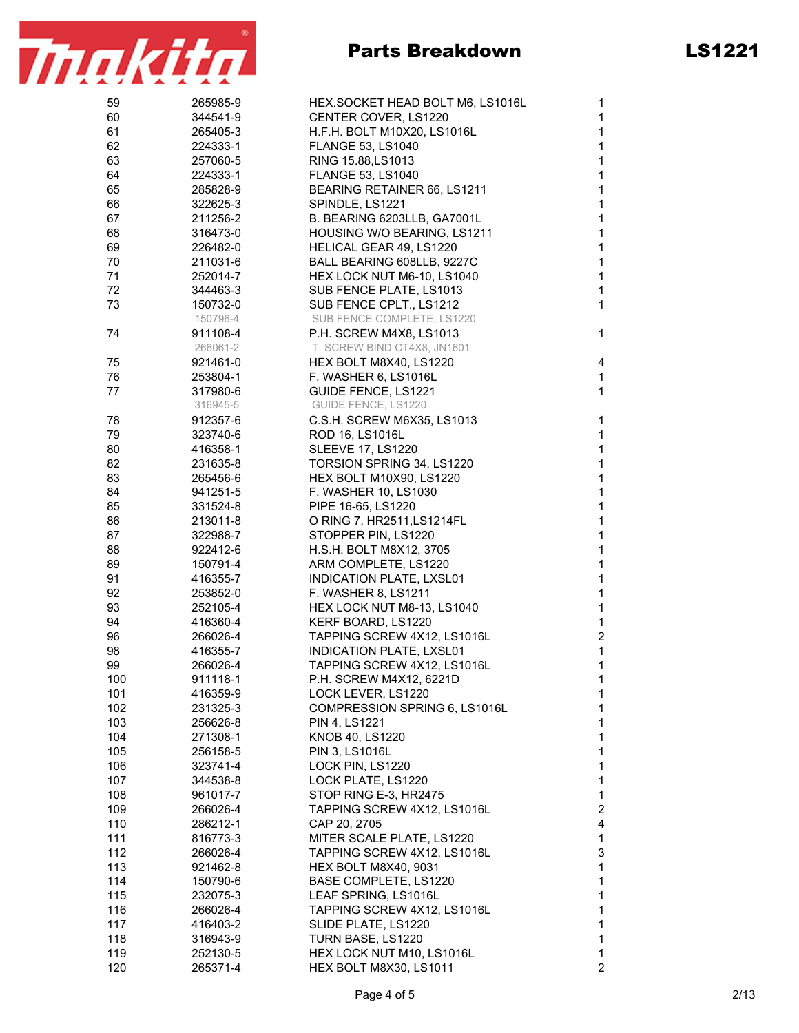# Parts Breakdown

**LS1221**

| | | | |
|---|---|---|---|
| 59 | 265985-9 | HEX.SOCKET HEAD BOLT M6, LS1016L | 1 |
| 60 | 344541-9 | CENTER COVER, LS1220 | 1 |
| 61 | 265405-3 | H.F.H. BOLT M10X20, LS1016L | 1 |
| 62 | 224333-1 | FLANGE 53, LS1040 | 1 |
| 63 | 257060-5 | RING 15.88,LS1013 | 1 |
| 64 | 224333-1 | FLANGE 53, LS1040 | 1 |
| 65 | 285828-9 | BEARING RETAINER 66, LS1211 | 1 |
| 66 | 322625-3 | SPINDLE, LS1221 | 1 |
| 67 | 211256-2 | B. BEARING 6203LLB, GA7001L | 1 |
| 68 | 316473-0 | HOUSING W/O BEARING, LS1211 | 1 |
| 69 | 226482-0 | HELICAL GEAR 49, LS1220 | 1 |
| 70 | 211031-6 | BALL BEARING 608LLB, 9227C | 1 |
| 71 | 252014-7 | HEX LOCK NUT M6-10, LS1040 | 1 |
| 72 | 344463-3 | SUB FENCE PLATE, LS1013 | 1 |
| 73 | 150732-0 | SUB FENCE CPLT., LS1212 | 1 |
| | 150796-4 | SUB FENCE COMPLETE, LS1220 | |
| 74 | 911108-4 | P.H. SCREW M4X8, LS1013 | 1 |
| | 266061-2 | T. SCREW BIND CT4X8, JN1601 | |
| 75 | 921461-0 | HEX BOLT M8X40, LS1220 | 4 |
| 76 | 253804-1 | F. WASHER 6, LS1016L | 1 |
| 77 | 317980-6 | GUIDE FENCE, LS1221 | 1 |
| | 316945-5 | GUIDE FENCE, LS1220 | |
| 78 | 912357-6 | C.S.H. SCREW M6X35, LS1013 | 1 |
| 79 | 323740-6 | ROD 16, LS1016L | 1 |
| 80 | 416358-1 | SLEEVE 17, LS1220 | 1 |
| 82 | 231635-8 | TORSION SPRING 34, LS1220 | 1 |
| 83 | 265456-6 | HEX BOLT M10X90, LS1220 | 1 |
| 84 | 941251-5 | F. WASHER 10, LS1030 | 1 |
| 85 | 331524-8 | PIPE 16-65, LS1220 | 1 |
| 86 | 213011-8 | O RING 7, HR2511,LS1214FL | 1 |
| 87 | 322988-7 | STOPPER PIN, LS1220 | 1 |
| 88 | 922412-6 | H.S.H. BOLT M8X12, 3705 | 1 |
| 89 | 150791-4 | ARM COMPLETE, LS1220 | 1 |
| 91 | 416355-7 | INDICATION PLATE, LXSL01 | 1 |
| 92 | 253852-0 | F. WASHER 8, LS1211 | 1 |
| 93 | 252105-4 | HEX LOCK NUT M8-13, LS1040 | 1 |
| 94 | 416360-4 | KERF BOARD, LS1220 | 1 |
| 96 | 266026-4 | TAPPING SCREW 4X12, LS1016L | 2 |
| 98 | 416355-7 | INDICATION PLATE, LXSL01 | 1 |
| 99 | 266026-4 | TAPPING SCREW 4X12, LS1016L | 1 |
| 100 | 911118-1 | P.H. SCREW M4X12, 6221D | 1 |
| 101 | 416359-9 | LOCK LEVER, LS1220 | 1 |
| 102 | 231325-3 | COMPRESSION SPRING 6, LS1016L | 1 |
| 103 | 256626-8 | PIN 4, LS1221 | 1 |
| 104 | 271308-1 | KNOB 40, LS1220 | 1 |
| 105 | 256158-5 | PIN 3, LS1016L | 1 |
| 106 | 323741-4 | LOCK PIN, LS1220 | 1 |
| 107 | 344538-8 | LOCK PLATE, LS1220 | 1 |
| 108 | 961017-7 | STOP RING E-3, HR2475 | 1 |
| 109 | 266026-4 | TAPPING SCREW 4X12, LS1016L | 2 |
| 110 | 286212-1 | CAP 20, 2705 | 4 |
| 111 | 816773-3 | MITER SCALE PLATE, LS1220 | 1 |
| 112 | 266026-4 | TAPPING SCREW 4X12, LS1016L | 3 |
| 113 | 921462-8 | HEX BOLT M8X40, 9031 | 1 |
| 114 | 150790-6 | BASE COMPLETE, LS1220 | 1 |
| 115 | 232075-3 | LEAF SPRING, LS1016L | 1 |
| 116 | 266026-4 | TAPPING SCREW 4X12, LS1016L | 1 |
| 117 | 416403-2 | SLIDE PLATE, LS1220 | 1 |
| 118 | 316943-9 | TURN BASE, LS1220 | 1 |
| 119 | 252130-5 | HEX LOCK NUT M10, LS1016L | 1 |
| 120 | 265371-4 | HEX BOLT M8X30, LS1011 | 2 |

2/13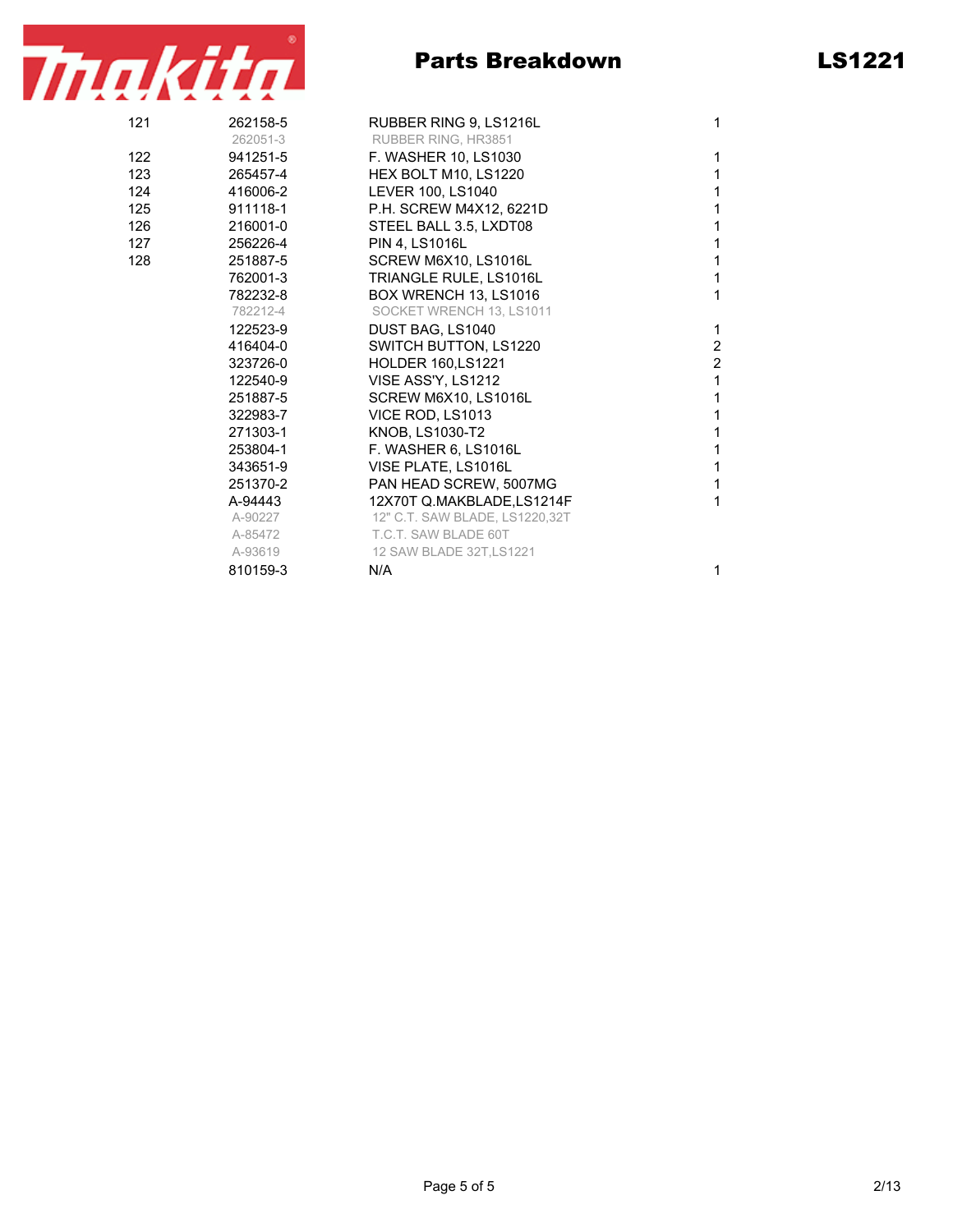# Parts Breakdown

## LS1221

| | | | |
|---|---|---|---|
| 121 | 262158-5 | RUBBER RING 9, LS1216L | 1 |
| | 262051-3 | RUBBER RING, HR3851 | |
| 122 | 941251-5 | F. WASHER 10, LS1030 | 1 |
| 123 | 265457-4 | HEX BOLT M10, LS1220 | 1 |
| 124 | 416006-2 | LEVER 100, LS1040 | 1 |
| 125 | 911118-1 | P.H. SCREW M4X12, 6221D | 1 |
| 126 | 216001-0 | STEEL BALL 3.5, LXDT08 | 1 |
| 127 | 256226-4 | PIN 4, LS1016L | 1 |
| 128 | 251887-5 | SCREW M6X10, LS1016L | 1 |
| | 762001-3 | TRIANGLE RULE, LS1016L | 1 |
| | 782232-8 | BOX WRENCH 13, LS1016 | 1 |
| | 782212-4 | SOCKET WRENCH 13, LS1011 | |
| | 122523-9 | DUST BAG, LS1040 | 1 |
| | 416404-0 | SWITCH BUTTON, LS1220 | 2 |
| | 323726-0 | HOLDER 160,LS1221 | 2 |
| | 122540-9 | VISE ASS'Y, LS1212 | 1 |
| | 251887-5 | SCREW M6X10, LS1016L | 1 |
| | 322983-7 | VICE ROD, LS1013 | 1 |
| | 271303-1 | KNOB, LS1030-T2 | 1 |
| | 253804-1 | F. WASHER 6, LS1016L | 1 |
| | 343651-9 | VISE PLATE, LS1016L | 1 |
| | 251370-2 | PAN HEAD SCREW, 5007MG | 1 |
| | A-94443 | 12X70T Q.MAKBLADE,LS1214F | 1 |
| | A-90227 | 12" C.T. SAW BLADE, LS1220,32T | |
| | A-85472 | T.C.T. SAW BLADE 60T | |
| | A-93619 | 12 SAW BLADE 32T,LS1221 | |
| | 810159-3 | N/A | 1 |

2/13